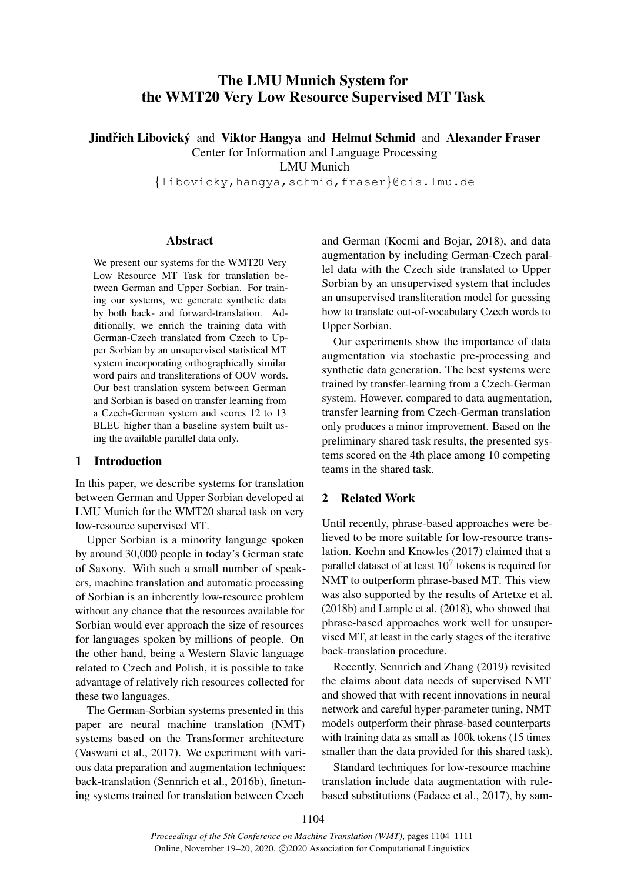# The LMU Munich System for the WMT20 Very Low Resource Supervised MT Task

**Jindřich Libovický** and **Viktor Hangya** and **Helmut Schmid** and **Alexander Fraser**
Center for Information and Language Processing
LMU Munich
{libovicky,hangya,schmid,fraser}@cis.lmu.de

## Abstract

We present our systems for the WMT20 Very Low Resource MT Task for translation between German and Upper Sorbian. For training our systems, we generate synthetic data by both back- and forward-translation. Additionally, we enrich the training data with German-Czech translated from Czech to Upper Sorbian by an unsupervised statistical MT system incorporating orthographically similar word pairs and transliterations of OOV words. Our best translation system between German and Sorbian is based on transfer learning from a Czech-German system and scores 12 to 13 BLEU higher than a baseline system built using the available parallel data only.

## 1 Introduction

In this paper, we describe systems for translation between German and Upper Sorbian developed at LMU Munich for the WMT20 shared task on very low-resource supervised MT.

Upper Sorbian is a minority language spoken by around 30,000 people in today's German state of Saxony. With such a small number of speakers, machine translation and automatic processing of Sorbian is an inherently low-resource problem without any chance that the resources available for Sorbian would ever approach the size of resources for languages spoken by millions of people. On the other hand, being a Western Slavic language related to Czech and Polish, it is possible to take advantage of relatively rich resources collected for these two languages.

The German-Sorbian systems presented in this paper are neural machine translation (NMT) systems based on the Transformer architecture (Vaswani et al., 2017). We experiment with various data preparation and augmentation techniques: back-translation (Sennrich et al., 2016b), finetuning systems trained for translation between Czech and German (Kocmi and Bojar, 2018), and data augmentation by including German-Czech parallel data with the Czech side translated to Upper Sorbian by an unsupervised system that includes an unsupervised transliteration model for guessing how to translate out-of-vocabulary Czech words to Upper Sorbian.

Our experiments show the importance of data augmentation via stochastic pre-processing and synthetic data generation. The best systems were trained by transfer-learning from a Czech-German system. However, compared to data augmentation, transfer learning from Czech-German translation only produces a minor improvement. Based on the preliminary shared task results, the presented systems scored on the 4th place among 10 competing teams in the shared task.

## 2 Related Work

Until recently, phrase-based approaches were believed to be more suitable for low-resource translation. Koehn and Knowles (2017) claimed that a parallel dataset of at least $10^7$ tokens is required for NMT to outperform phrase-based MT. This view was also supported by the results of Artetxe et al. (2018b) and Lample et al. (2018), who showed that phrase-based approaches work well for unsupervised MT, at least in the early stages of the iterative back-translation procedure.

Recently, Sennrich and Zhang (2019) revisited the claims about data needs of supervised NMT and showed that with recent innovations in neural network and careful hyper-parameter tuning, NMT models outperform their phrase-based counterparts with training data as small as 100k tokens (15 times smaller than the data provided for this shared task).

Standard techniques for low-resource machine translation include data augmentation with rule-based substitutions (Fadaee et al., 2017), by sam-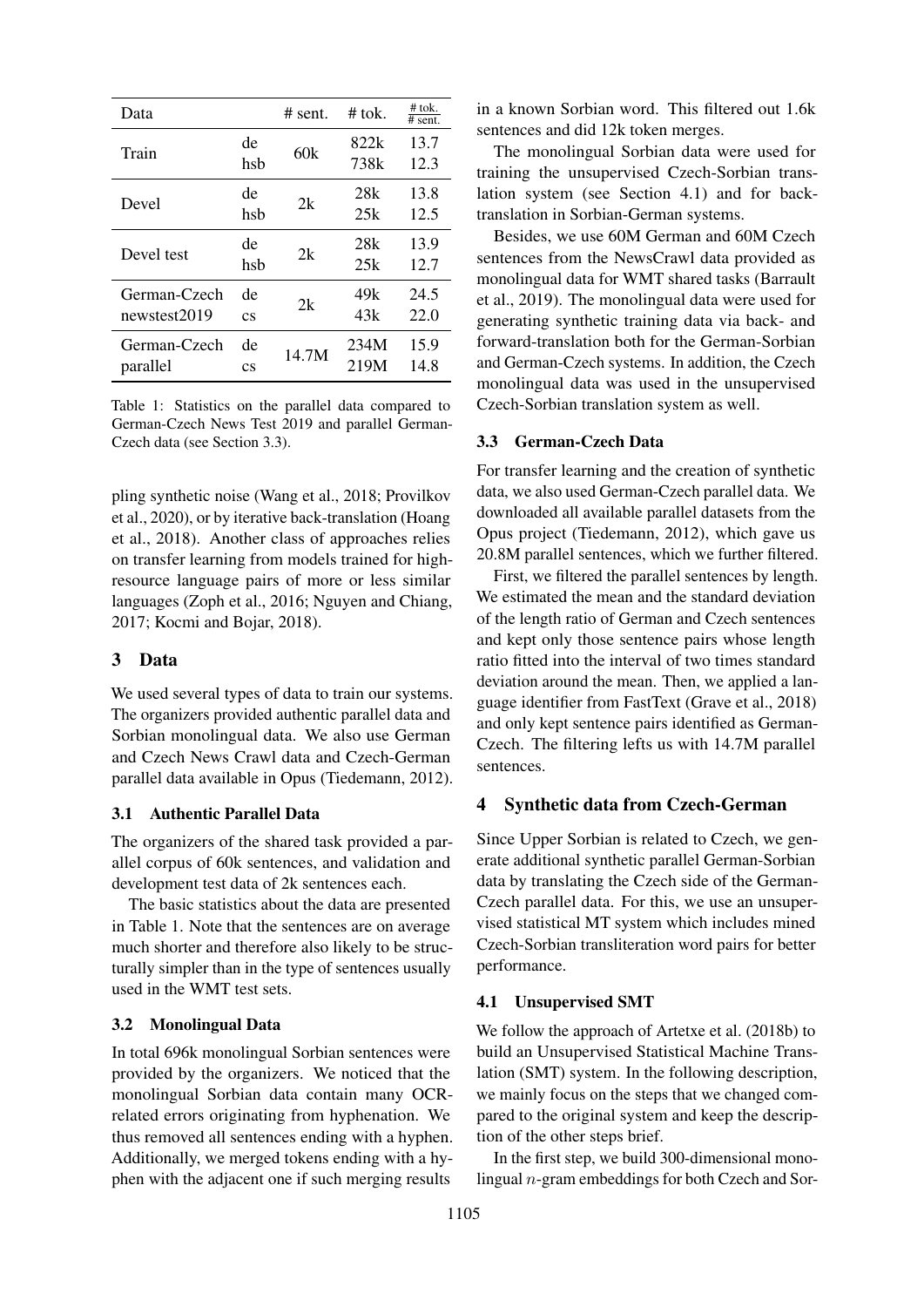| Data | | # sent. | # tok. | $\frac{\text{\# tok.}}{\text{\# sent.}}$ |
|---|---|---|---|---|
| Train | de | 60k | 822k | 13.7 |
| | hsb | | 738k | 12.3 |
| Devel | de | 2k | 28k | 13.8 |
| | hsb | | 25k | 12.5 |
| Devel test | de | 2k | 28k | 13.9 |
| | hsb | | 25k | 12.7 |
| German-Czech newstest2019 | de | 2k | 49k | 24.5 |
| | cs | | 43k | 22.0 |
| German-Czech parallel | de | 14.7M | 234M | 15.9 |
| | cs | | 219M | 14.8 |

Table 1: Statistics on the parallel data compared to German-Czech News Test 2019 and parallel German-Czech data (see Section 3.3).

pling synthetic noise (Wang et al., 2018; Provilkov et al., 2020), or by iterative back-translation (Hoang et al., 2018). Another class of approaches relies on transfer learning from models trained for high-resource language pairs of more or less similar languages (Zoph et al., 2016; Nguyen and Chiang, 2017; Kocmi and Bojar, 2018).

## 3 Data

We used several types of data to train our systems. The organizers provided authentic parallel data and Sorbian monolingual data. We also use German and Czech News Crawl data and Czech-German parallel data available in Opus (Tiedemann, 2012).

### 3.1 Authentic Parallel Data

The organizers of the shared task provided a parallel corpus of 60k sentences, and validation and development test data of 2k sentences each.

The basic statistics about the data are presented in Table 1. Note that the sentences are on average much shorter and therefore also likely to be structurally simpler than in the type of sentences usually used in the WMT test sets.

### 3.2 Monolingual Data

In total 696k monolingual Sorbian sentences were provided by the organizers. We noticed that the monolingual Sorbian data contain many OCR-related errors originating from hyphenation. We thus removed all sentences ending with a hyphen. Additionally, we merged tokens ending with a hyphen with the adjacent one if such merging results in a known Sorbian word. This filtered out 1.6k sentences and did 12k token merges.

The monolingual Sorbian data were used for training the unsupervised Czech-Sorbian translation system (see Section 4.1) and for back-translation in Sorbian-German systems.

Besides, we use 60M German and 60M Czech sentences from the NewsCrawl data provided as monolingual data for WMT shared tasks (Barrault et al., 2019). The monolingual data were used for generating synthetic training data via back- and forward-translation both for the German-Sorbian and German-Czech systems. In addition, the Czech monolingual data was used in the unsupervised Czech-Sorbian translation system as well.

### 3.3 German-Czech Data

For transfer learning and the creation of synthetic data, we also used German-Czech parallel data. We downloaded all available parallel datasets from the Opus project (Tiedemann, 2012), which gave us 20.8M parallel sentences, which we further filtered.

First, we filtered the parallel sentences by length. We estimated the mean and the standard deviation of the length ratio of German and Czech sentences and kept only those sentence pairs whose length ratio fitted into the interval of two times standard deviation around the mean. Then, we applied a language identifier from FastText (Grave et al., 2018) and only kept sentence pairs identified as German-Czech. The filtering lefts us with 14.7M parallel sentences.

## 4 Synthetic data from Czech-German

Since Upper Sorbian is related to Czech, we generate additional synthetic parallel German-Sorbian data by translating the Czech side of the German-Czech parallel data. For this, we use an unsupervised statistical MT system which includes mined Czech-Sorbian transliteration word pairs for better performance.

### 4.1 Unsupervised SMT

We follow the approach of Artetxe et al. (2018b) to build an Unsupervised Statistical Machine Translation (SMT) system. In the following description, we mainly focus on the steps that we changed compared to the original system and keep the description of the other steps brief.

In the first step, we build 300-dimensional monolingual $n$-gram embeddings for both Czech and Sor-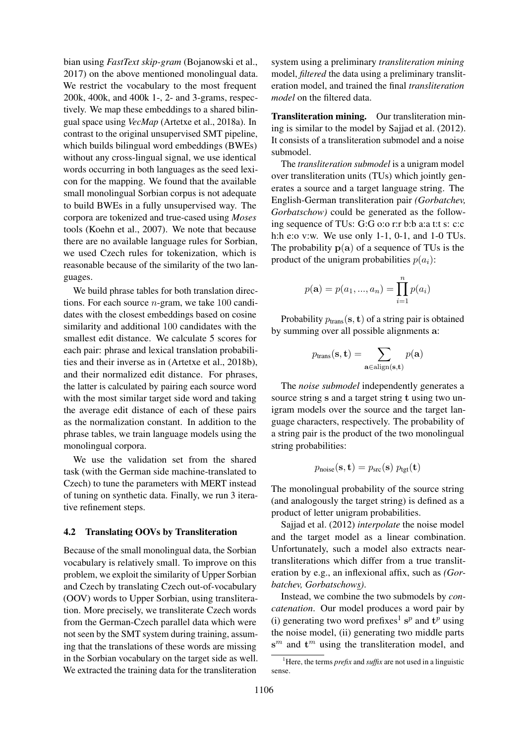bian using *FastText skip-gram* (Bojanowski et al., 2017) on the above mentioned monolingual data. We restrict the vocabulary to the most frequent 200k, 400k, and 400k 1-, 2- and 3-grams, respectively. We map these embeddings to a shared bilingual space using *VecMap* (Artetxe et al., 2018a). In contrast to the original unsupervised SMT pipeline, which builds bilingual word embeddings (BWEs) without any cross-lingual signal, we use identical words occurring in both languages as the seed lexicon for the mapping. We found that the available small monolingual Sorbian corpus is not adequate to build BWEs in a fully unsupervised way. The corpora are tokenized and true-cased using *Moses* tools (Koehn et al., 2007). We note that because there are no available language rules for Sorbian, we used Czech rules for tokenization, which is reasonable because of the similarity of the two languages.

We build phrase tables for both translation directions. For each source $n$-gram, we take 100 candidates with the closest embeddings based on cosine similarity and additional 100 candidates with the smallest edit distance. We calculate 5 scores for each pair: phrase and lexical translation probabilities and their inverse as in (Artetxe et al., 2018b), and their normalized edit distance. For phrases, the latter is calculated by pairing each source word with the most similar target side word and taking the average edit distance of each of these pairs as the normalization constant. In addition to the phrase tables, we train language models using the monolingual corpora.

We use the validation set from the shared task (with the German side machine-translated to Czech) to tune the parameters with MERT instead of tuning on synthetic data. Finally, we run 3 iterative refinement steps.

### 4.2 Translating OOVs by Transliteration

Because of the small monolingual data, the Sorbian vocabulary is relatively small. To improve on this problem, we exploit the similarity of Upper Sorbian and Czech by translating Czech out-of-vocabulary (OOV) words to Upper Sorbian, using transliteration. More precisely, we transliterate Czech words from the German-Czech parallel data which were not seen by the SMT system during training, assuming that the translations of these words are missing in the Sorbian vocabulary on the target side as well. We extracted the training data for the transliteration system using a preliminary *transliteration mining* model, *filtered* the data using a preliminary transliteration model, and trained the final *transliteration model* on the filtered data.

**Transliteration mining.** Our transliteration mining is similar to the model by Sajjad et al. (2012). It consists of a transliteration submodel and a noise submodel.

The *transliteration submodel* is a unigram model over transliteration units (TUs) which jointly generates a source and a target language string. The English-German transliteration pair *(Gorbatchev, Gorbatschow)* could be generated as the following sequence of TUs: G:G o:o r:r b:b a:a t:t s: c:c h:h e:o v:w. We use only 1-1, 0-1, and 1-0 TUs. The probability $\mathbf{p}(\mathbf{a})$ of a sequence of TUs is the product of the unigram probabilities $p(a_i)$:

$$p(\mathbf{a}) = p(a_1, ..., a_n) = \prod_{i=1}^{n} p(a_i)$$

Probability $p_{\text{trans}}(\mathbf{s}, \mathbf{t})$ of a string pair is obtained by summing over all possible alignments $\mathbf{a}$:

$$p_{\text{trans}}(\mathbf{s}, \mathbf{t}) = \sum_{\mathbf{a} \in \text{align}(\mathbf{s}, \mathbf{t})} p(\mathbf{a})$$

The *noise submodel* independently generates a source string $\mathbf{s}$ and a target string $\mathbf{t}$ using two unigram models over the source and the target language characters, respectively. The probability of a string pair is the product of the two monolingual string probabilities:

$$p_{\text{noise}}(\mathbf{s}, \mathbf{t}) = p_{\text{src}}(\mathbf{s})\, p_{\text{tgt}}(\mathbf{t})$$

The monolingual probability of the source string (and analogously the target string) is defined as a product of letter unigram probabilities.

Sajjad et al. (2012) *interpolate* the noise model and the target model as a linear combination. Unfortunately, such a model also extracts near-transliterations which differ from a true transliteration by e.g., an inflexional affix, such as *(Gorbatchev, Gorbatschows)*.

Instead, we combine the two submodels by *concatenation*. Our model produces a word pair by (i) generating two word prefixes[1] $\mathbf{s}^p$ and $\mathbf{t}^p$ using the noise model, (ii) generating two middle parts $\mathbf{s}^m$ and $\mathbf{t}^m$ using the transliteration model, and

[1] Here, the terms *prefix* and *suffix* are not used in a linguistic sense.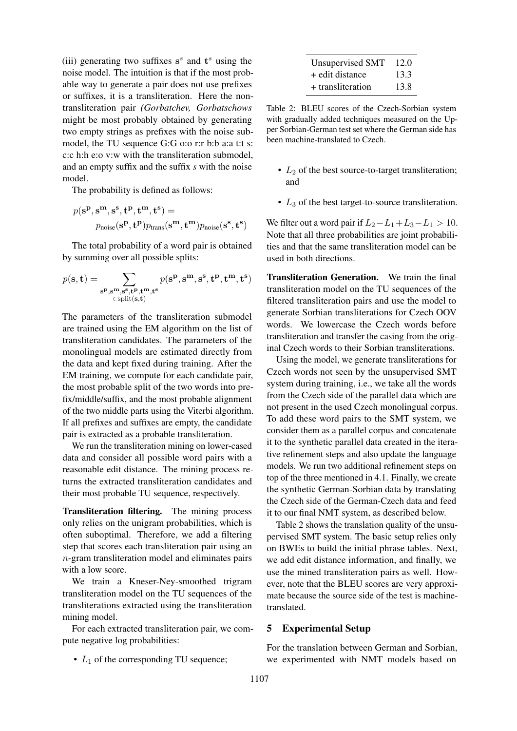(iii) generating two suffixes $\mathbf{s}^s$ and $\mathbf{t}^s$ using the noise model. The intuition is that if the most probable way to generate a pair does not use prefixes or suffixes, it is a transliteration. Here the non-transliteration pair *(Gorbatchev, Gorbatschows* might be most probably obtained by generating two empty strings as prefixes with the noise submodel, the TU sequence G:G o:o r:r b:b a:a t:t s: c:c h:h e:o v:w with the transliteration submodel, and an empty suffix and the suffix *s* with the noise model.

The probability is defined as follows:

$$p(\mathbf{s^p}, \mathbf{s^m}, \mathbf{s^s}, \mathbf{t^p}, \mathbf{t^m}, \mathbf{t^s}) = p_{\text{noise}}(\mathbf{s^p}, \mathbf{t^p}) p_{\text{trans}}(\mathbf{s^m}, \mathbf{t^m}) p_{\text{noise}}(\mathbf{s^s}, \mathbf{t^s})$$

The total probability of a word pair is obtained by summing over all possible splits:

$$p(\mathbf{s}, \mathbf{t}) = \sum_{\substack{\mathbf{s^p}, \mathbf{s^m}, \mathbf{s^s}, \mathbf{t^p}, \mathbf{t^m}, \mathbf{t^s} \\ \in \text{split}(\mathbf{s}, \mathbf{t})}} p(\mathbf{s^p}, \mathbf{s^m}, \mathbf{s^s}, \mathbf{t^p}, \mathbf{t^m}, \mathbf{t^s})$$

The parameters of the transliteration submodel are trained using the EM algorithm on the list of transliteration candidates. The parameters of the monolingual models are estimated directly from the data and kept fixed during training. After the EM training, we compute for each candidate pair, the most probable split of the two words into prefix/middle/suffix, and the most probable alignment of the two middle parts using the Viterbi algorithm. If all prefixes and suffixes are empty, the candidate pair is extracted as a probable transliteration.

We run the transliteration mining on lower-cased data and consider all possible word pairs with a reasonable edit distance. The mining process returns the extracted transliteration candidates and their most probable TU sequence, respectively.

**Transliteration filtering.** The mining process only relies on the unigram probabilities, which is often suboptimal. Therefore, we add a filtering step that scores each transliteration pair using an $n$-gram transliteration model and eliminates pairs with a low score.

We train a Kneser-Ney-smoothed trigram transliteration model on the TU sequences of the transliterations extracted using the transliteration mining model.

For each extracted transliteration pair, we compute negative log probabilities:

- $L_1$ of the corresponding TU sequence;
- $L_2$ of the best source-to-target transliteration; and
- $L_3$ of the best target-to-source transliteration.

We filter out a word pair if $L_2 - L_1 + L_3 - L_1 > 10$. Note that all three probabilities are joint probabilities and that the same transliteration model can be used in both directions.

**Transliteration Generation.** We train the final transliteration model on the TU sequences of the filtered transliteration pairs and use the model to generate Sorbian transliterations for Czech OOV words. We lowercase the Czech words before transliteration and transfer the casing from the original Czech words to their Sorbian transliterations.

Using the model, we generate transliterations for Czech words not seen by the unsupervised SMT system during training, i.e., we take all the words from the Czech side of the parallel data which are not present in the used Czech monolingual corpus. To add these word pairs to the SMT system, we consider them as a parallel corpus and concatenate it to the synthetic parallel data created in the iterative refinement steps and also update the language models. We run two additional refinement steps on top of the three mentioned in 4.1. Finally, we create the synthetic German-Sorbian data by translating the Czech side of the German-Czech data and feed it to our final NMT system, as described below.

| | |
|---|---|
| Unsupervised SMT | 12.0 |
| + edit distance | 13.3 |
| + transliteration | 13.8 |

Table 2: BLEU scores of the Czech-Sorbian system with gradually added techniques measured on the Upper Sorbian-German test set where the German side has been machine-translated to Czech.

Table 2 shows the translation quality of the unsupervised SMT system. The basic setup relies only on BWEs to build the initial phrase tables. Next, we add edit distance information, and finally, we use the mined transliteration pairs as well. However, note that the BLEU scores are very approximate because the source side of the test is machine-translated.

## 5 Experimental Setup

For the translation between German and Sorbian, we experimented with NMT models based on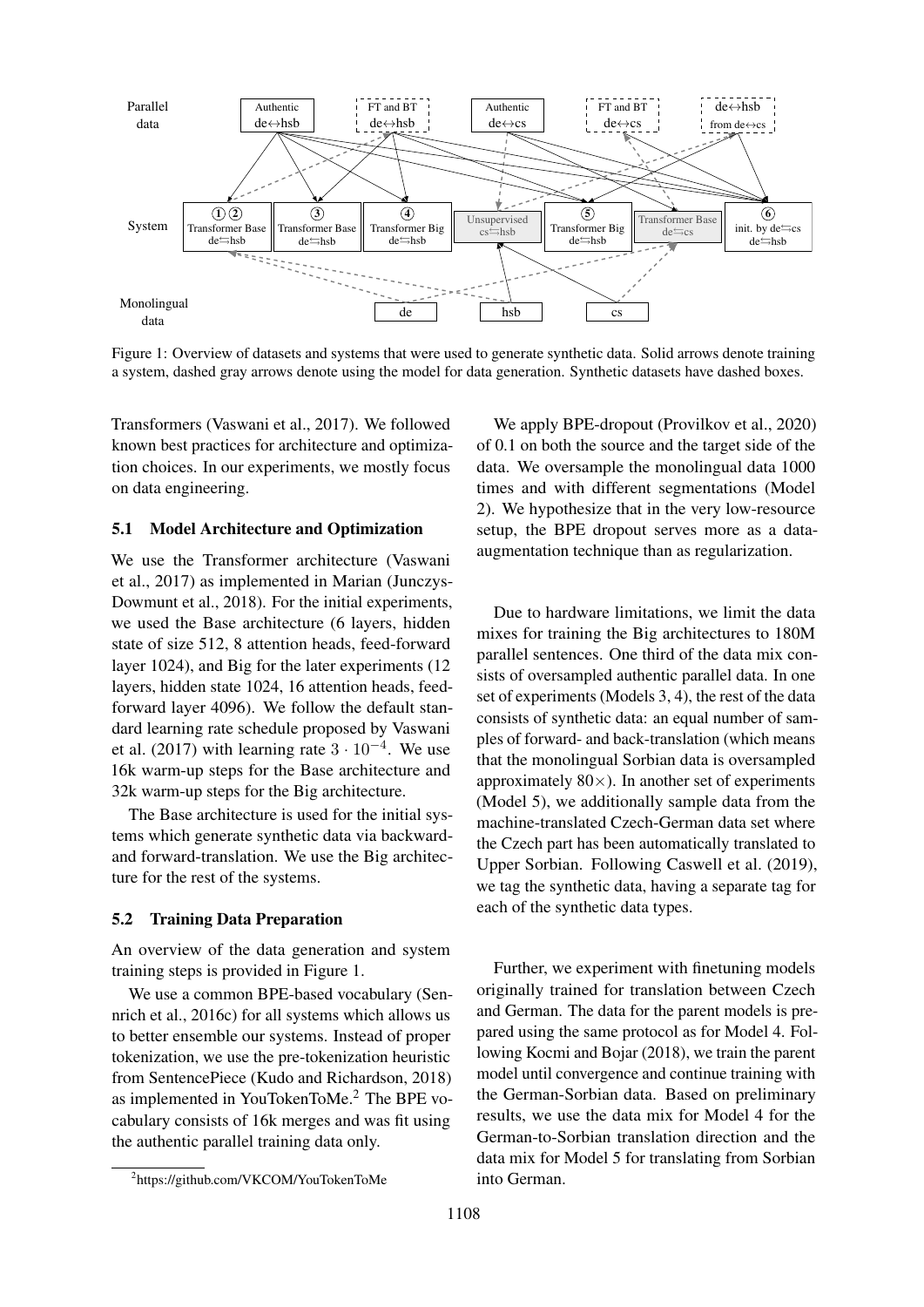Figure 1: Overview of datasets and systems that were used to generate synthetic data. Solid arrows denote training a system, dashed gray arrows denote using the model for data generation. Synthetic datasets have dashed boxes.

Transformers (Vaswani et al., 2017). We followed known best practices for architecture and optimization choices. In our experiments, we mostly focus on data engineering.

### 5.1 Model Architecture and Optimization

We use the Transformer architecture (Vaswani et al., 2017) as implemented in Marian (Junczys-Dowmunt et al., 2018). For the initial experiments, we used the Base architecture (6 layers, hidden state of size 512, 8 attention heads, feed-forward layer 1024), and Big for the later experiments (12 layers, hidden state 1024, 16 attention heads, feed-forward layer 4096). We follow the default standard learning rate schedule proposed by Vaswani et al. (2017) with learning rate $3 \cdot 10^{-4}$. We use 16k warm-up steps for the Base architecture and 32k warm-up steps for the Big architecture.

The Base architecture is used for the initial systems which generate synthetic data via backward- and forward-translation. We use the Big architecture for the rest of the systems.

### 5.2 Training Data Preparation

An overview of the data generation and system training steps is provided in Figure 1.

We use a common BPE-based vocabulary (Sennrich et al., 2016c) for all systems which allows us to better ensemble our systems. Instead of proper tokenization, we use the pre-tokenization heuristic from SentencePiece (Kudo and Richardson, 2018) as implemented in YouTokenToMe.[2] The BPE vocabulary consists of 16k merges and was fit using the authentic parallel training data only.

[2] https://github.com/VKCOM/YouTokenToMe

We apply BPE-dropout (Provilkov et al., 2020) of 0.1 on both the source and the target side of the data. We oversample the monolingual data 1000 times and with different segmentations (Model 2). We hypothesize that in the very low-resource setup, the BPE dropout serves more as a data-augmentation technique than as regularization.

Due to hardware limitations, we limit the data mixes for training the Big architectures to 180M parallel sentences. One third of the data mix consists of oversampled authentic parallel data. In one set of experiments (Models 3, 4), the rest of the data consists of synthetic data: an equal number of samples of forward- and back-translation (which means that the monolingual Sorbian data is oversampled approximately $80\times$). In another set of experiments (Model 5), we additionally sample data from the machine-translated Czech-German data set where the Czech part has been automatically translated to Upper Sorbian. Following Caswell et al. (2019), we tag the synthetic data, having a separate tag for each of the synthetic data types.

Further, we experiment with finetuning models originally trained for translation between Czech and German. The data for the parent models is prepared using the same protocol as for Model 4. Following Kocmi and Bojar (2018), we train the parent model until convergence and continue training with the German-Sorbian data. Based on preliminary results, we use the data mix for Model 4 for the German-to-Sorbian translation direction and the data mix for Model 5 for translating from Sorbian into German.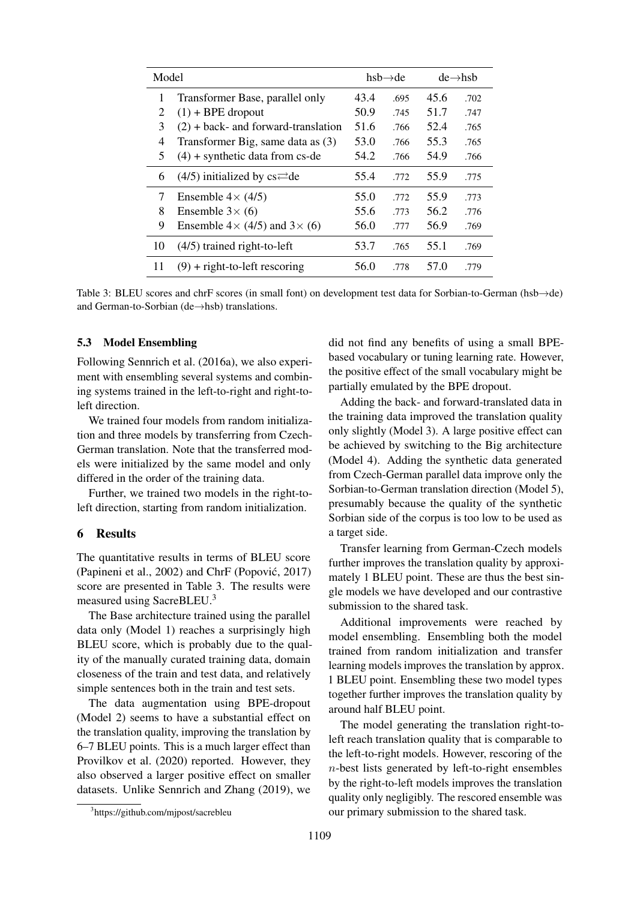| | Model | hsb→de | | de→hsb | |
|---|---|---|---|---|---|
| 1 | Transformer Base, parallel only | 43.4 | .695 | 45.6 | .702 |
| 2 | (1) + BPE dropout | 50.9 | .745 | 51.7 | .747 |
| 3 | (2) + back- and forward-translation | 51.6 | .766 | 52.4 | .765 |
| 4 | Transformer Big, same data as (3) | 53.0 | .766 | 55.3 | .765 |
| 5 | (4) + synthetic data from cs-de | 54.2 | .766 | 54.9 | .766 |
| 6 | (4/5) initialized by cs⇄de | 55.4 | .772 | 55.9 | .775 |
| 7 | Ensemble 4× (4/5) | 55.0 | .772 | 55.9 | .773 |
| 8 | Ensemble 3× (6) | 55.6 | .773 | 56.2 | .776 |
| 9 | Ensemble 4× (4/5) and 3× (6) | 56.0 | .777 | 56.9 | .769 |
| 10 | (4/5) trained right-to-left | 53.7 | .765 | 55.1 | .769 |
| 11 | (9) + right-to-left rescoring | 56.0 | .778 | 57.0 | .779 |

Table 3: BLEU scores and chrF scores (in small font) on development test data for Sorbian-to-German (hsb→de) and German-to-Sorbian (de→hsb) translations.

### 5.3 Model Ensembling

Following Sennrich et al. (2016a), we also experiment with ensembling several systems and combining systems trained in the left-to-right and right-to-left direction.

We trained four models from random initialization and three models by transferring from Czech-German translation. Note that the transferred models were initialized by the same model and only differed in the order of the training data.

Further, we trained two models in the right-to-left direction, starting from random initialization.

## 6 Results

The quantitative results in terms of BLEU score (Papineni et al., 2002) and ChrF (Popović, 2017) score are presented in Table 3. The results were measured using SacreBLEU.[3]

The Base architecture trained using the parallel data only (Model 1) reaches a surprisingly high BLEU score, which is probably due to the quality of the manually curated training data, domain closeness of the train and test data, and relatively simple sentences both in the train and test sets.

The data augmentation using BPE-dropout (Model 2) seems to have a substantial effect on the translation quality, improving the translation by 6–7 BLEU points. This is a much larger effect than Provilkov et al. (2020) reported. However, they also observed a larger positive effect on smaller datasets. Unlike Sennrich and Zhang (2019), we did not find any benefits of using a small BPE-based vocabulary or tuning learning rate. However, the positive effect of the small vocabulary might be partially emulated by the BPE dropout.

Adding the back- and forward-translated data in the training data improved the translation quality only slightly (Model 3). A large positive effect can be achieved by switching to the Big architecture (Model 4). Adding the synthetic data generated from Czech-German parallel data improve only the Sorbian-to-German translation direction (Model 5), presumably because the quality of the synthetic Sorbian side of the corpus is too low to be used as a target side.

Transfer learning from German-Czech models further improves the translation quality by approximately 1 BLEU point. These are thus the best single models we have developed and our contrastive submission to the shared task.

Additional improvements were reached by model ensembling. Ensembling both the model trained from random initialization and transfer learning models improves the translation by approx. 1 BLEU point. Ensembling these two model types together further improves the translation quality by around half BLEU point.

The model generating the translation right-to-left reach translation quality that is comparable to the left-to-right models. However, rescoring of the $n$-best lists generated by left-to-right ensembles by the right-to-left models improves the translation quality only negligibly. The rescored ensemble was our primary submission to the shared task.

[3] https://github.com/mjpost/sacrebleu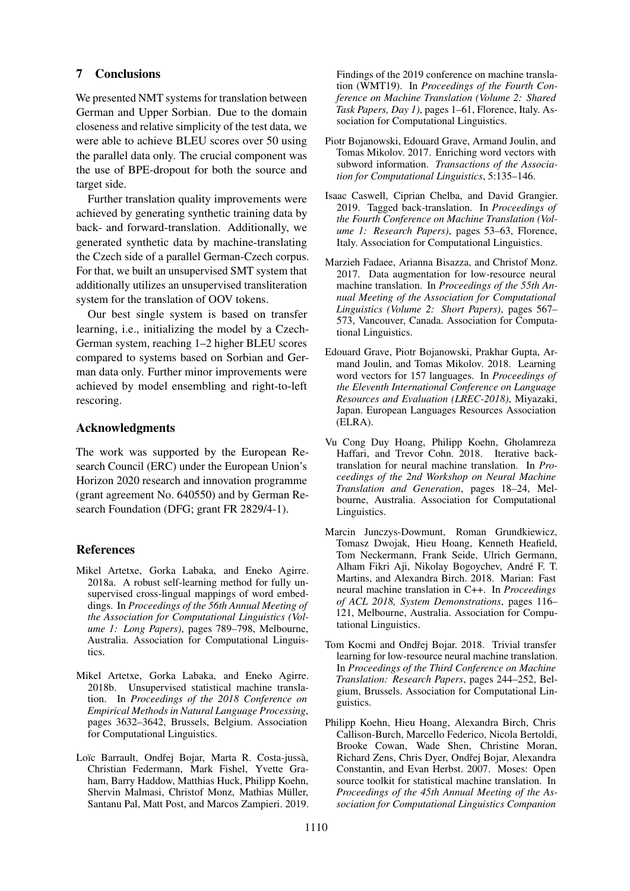## 7 Conclusions

We presented NMT systems for translation between German and Upper Sorbian. Due to the domain closeness and relative simplicity of the test data, we were able to achieve BLEU scores over 50 using the parallel data only. The crucial component was the use of BPE-dropout for both the source and target side.

Further translation quality improvements were achieved by generating synthetic training data by back- and forward-translation. Additionally, we generated synthetic data by machine-translating the Czech side of a parallel German-Czech corpus. For that, we built an unsupervised SMT system that additionally utilizes an unsupervised transliteration system for the translation of OOV tokens.

Our best single system is based on transfer learning, i.e., initializing the model by a Czech-German system, reaching 1–2 higher BLEU scores compared to systems based on Sorbian and German data only. Further minor improvements were achieved by model ensembling and right-to-left rescoring.

## Acknowledgments

The work was supported by the European Research Council (ERC) under the European Union's Horizon 2020 research and innovation programme (grant agreement No. 640550) and by German Research Foundation (DFG; grant FR 2829/4-1).

## References

Mikel Artetxe, Gorka Labaka, and Eneko Agirre. 2018a. A robust self-learning method for fully unsupervised cross-lingual mappings of word embeddings. In *Proceedings of the 56th Annual Meeting of the Association for Computational Linguistics (Volume 1: Long Papers)*, pages 789–798, Melbourne, Australia. Association for Computational Linguistics.

Mikel Artetxe, Gorka Labaka, and Eneko Agirre. 2018b. Unsupervised statistical machine translation. In *Proceedings of the 2018 Conference on Empirical Methods in Natural Language Processing*, pages 3632–3642, Brussels, Belgium. Association for Computational Linguistics.

Loïc Barrault, Ondřej Bojar, Marta R. Costa-jussà, Christian Federmann, Mark Fishel, Yvette Graham, Barry Haddow, Matthias Huck, Philipp Koehn, Shervin Malmasi, Christof Monz, Mathias Müller, Santanu Pal, Matt Post, and Marcos Zampieri. 2019. Findings of the 2019 conference on machine translation (WMT19). In *Proceedings of the Fourth Conference on Machine Translation (Volume 2: Shared Task Papers, Day 1)*, pages 1–61, Florence, Italy. Association for Computational Linguistics.

Piotr Bojanowski, Edouard Grave, Armand Joulin, and Tomas Mikolov. 2017. Enriching word vectors with subword information. *Transactions of the Association for Computational Linguistics*, 5:135–146.

Isaac Caswell, Ciprian Chelba, and David Grangier. 2019. Tagged back-translation. In *Proceedings of the Fourth Conference on Machine Translation (Volume 1: Research Papers)*, pages 53–63, Florence, Italy. Association for Computational Linguistics.

Marzieh Fadaee, Arianna Bisazza, and Christof Monz. 2017. Data augmentation for low-resource neural machine translation. In *Proceedings of the 55th Annual Meeting of the Association for Computational Linguistics (Volume 2: Short Papers)*, pages 567–573, Vancouver, Canada. Association for Computational Linguistics.

Edouard Grave, Piotr Bojanowski, Prakhar Gupta, Armand Joulin, and Tomas Mikolov. 2018. Learning word vectors for 157 languages. In *Proceedings of the Eleventh International Conference on Language Resources and Evaluation (LREC-2018)*, Miyazaki, Japan. European Languages Resources Association (ELRA).

Vu Cong Duy Hoang, Philipp Koehn, Gholamreza Haffari, and Trevor Cohn. 2018. Iterative back-translation for neural machine translation. In *Proceedings of the 2nd Workshop on Neural Machine Translation and Generation*, pages 18–24, Melbourne, Australia. Association for Computational Linguistics.

Marcin Junczys-Dowmunt, Roman Grundkiewicz, Tomasz Dwojak, Hieu Hoang, Kenneth Heafield, Tom Neckermann, Frank Seide, Ulrich Germann, Alham Fikri Aji, Nikolay Bogoychev, André F. T. Martins, and Alexandra Birch. 2018. Marian: Fast neural machine translation in C++. In *Proceedings of ACL 2018, System Demonstrations*, pages 116–121, Melbourne, Australia. Association for Computational Linguistics.

Tom Kocmi and Ondřej Bojar. 2018. Trivial transfer learning for low-resource neural machine translation. In *Proceedings of the Third Conference on Machine Translation: Research Papers*, pages 244–252, Belgium, Brussels. Association for Computational Linguistics.

Philipp Koehn, Hieu Hoang, Alexandra Birch, Chris Callison-Burch, Marcello Federico, Nicola Bertoldi, Brooke Cowan, Wade Shen, Christine Moran, Richard Zens, Chris Dyer, Ondřej Bojar, Alexandra Constantin, and Evan Herbst. 2007. Moses: Open source toolkit for statistical machine translation. In *Proceedings of the 45th Annual Meeting of the Association for Computational Linguistics Companion*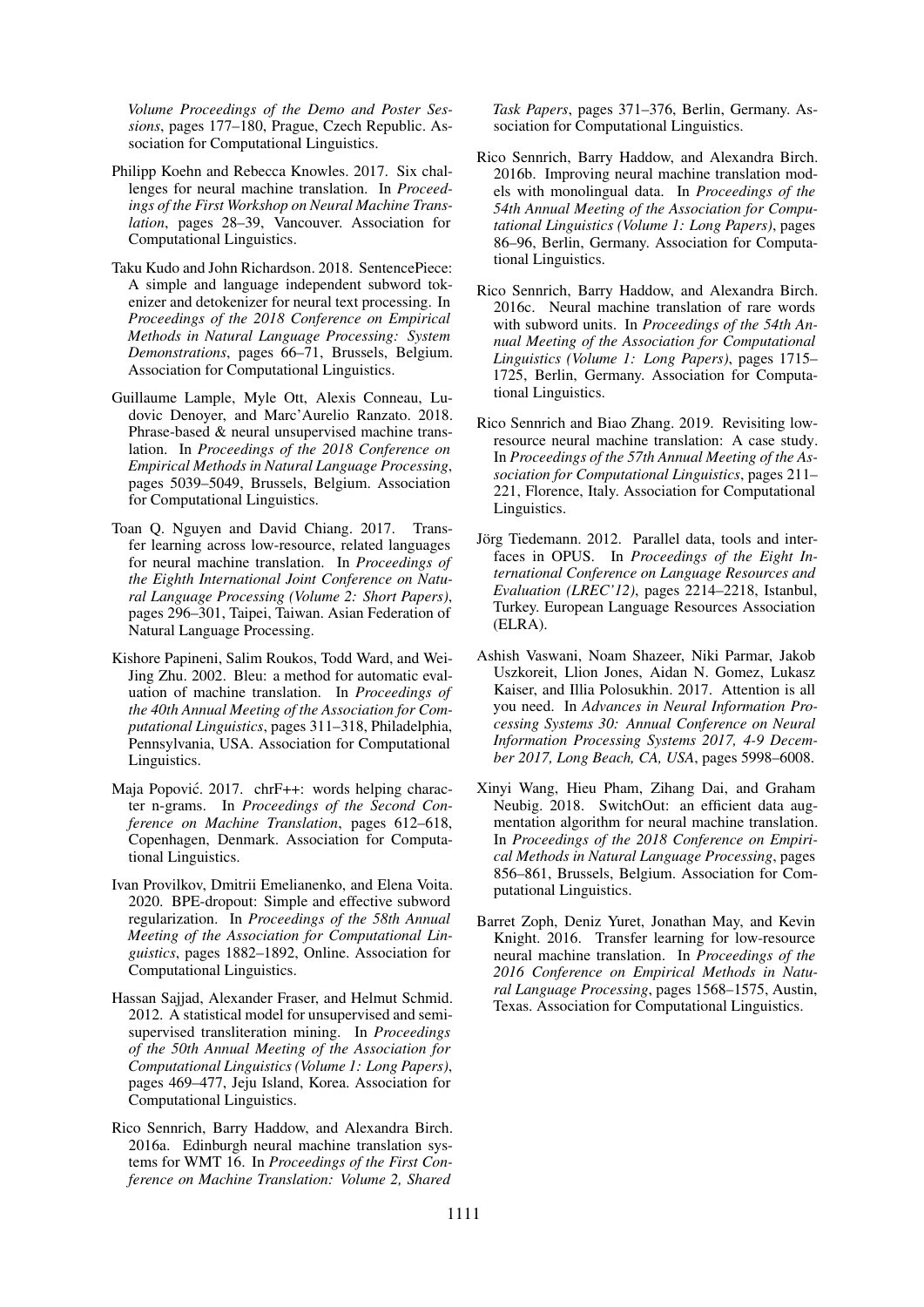*Volume Proceedings of the Demo and Poster Sessions*, pages 177–180, Prague, Czech Republic. Association for Computational Linguistics.

Philipp Koehn and Rebecca Knowles. 2017. Six challenges for neural machine translation. In *Proceedings of the First Workshop on Neural Machine Translation*, pages 28–39, Vancouver. Association for Computational Linguistics.

Taku Kudo and John Richardson. 2018. SentencePiece: A simple and language independent subword tokenizer and detokenizer for neural text processing. In *Proceedings of the 2018 Conference on Empirical Methods in Natural Language Processing: System Demonstrations*, pages 66–71, Brussels, Belgium. Association for Computational Linguistics.

Guillaume Lample, Myle Ott, Alexis Conneau, Ludovic Denoyer, and Marc'Aurelio Ranzato. 2018. Phrase-based & neural unsupervised machine translation. In *Proceedings of the 2018 Conference on Empirical Methods in Natural Language Processing*, pages 5039–5049, Brussels, Belgium. Association for Computational Linguistics.

Toan Q. Nguyen and David Chiang. 2017. Transfer learning across low-resource, related languages for neural machine translation. In *Proceedings of the Eighth International Joint Conference on Natural Language Processing (Volume 2: Short Papers)*, pages 296–301, Taipei, Taiwan. Asian Federation of Natural Language Processing.

Kishore Papineni, Salim Roukos, Todd Ward, and Wei-Jing Zhu. 2002. Bleu: a method for automatic evaluation of machine translation. In *Proceedings of the 40th Annual Meeting of the Association for Computational Linguistics*, pages 311–318, Philadelphia, Pennsylvania, USA. Association for Computational Linguistics.

Maja Popović. 2017. chrF++: words helping character n-grams. In *Proceedings of the Second Conference on Machine Translation*, pages 612–618, Copenhagen, Denmark. Association for Computational Linguistics.

Ivan Provilkov, Dmitrii Emelianenko, and Elena Voita. 2020. BPE-dropout: Simple and effective subword regularization. In *Proceedings of the 58th Annual Meeting of the Association for Computational Linguistics*, pages 1882–1892, Online. Association for Computational Linguistics.

Hassan Sajjad, Alexander Fraser, and Helmut Schmid. 2012. A statistical model for unsupervised and semi-supervised transliteration mining. In *Proceedings of the 50th Annual Meeting of the Association for Computational Linguistics (Volume 1: Long Papers)*, pages 469–477, Jeju Island, Korea. Association for Computational Linguistics.

Rico Sennrich, Barry Haddow, and Alexandra Birch. 2016a. Edinburgh neural machine translation systems for WMT 16. In *Proceedings of the First Conference on Machine Translation: Volume 2, Shared Task Papers*, pages 371–376, Berlin, Germany. Association for Computational Linguistics.

Rico Sennrich, Barry Haddow, and Alexandra Birch. 2016b. Improving neural machine translation models with monolingual data. In *Proceedings of the 54th Annual Meeting of the Association for Computational Linguistics (Volume 1: Long Papers)*, pages 86–96, Berlin, Germany. Association for Computational Linguistics.

Rico Sennrich, Barry Haddow, and Alexandra Birch. 2016c. Neural machine translation of rare words with subword units. In *Proceedings of the 54th Annual Meeting of the Association for Computational Linguistics (Volume 1: Long Papers)*, pages 1715–1725, Berlin, Germany. Association for Computational Linguistics.

Rico Sennrich and Biao Zhang. 2019. Revisiting low-resource neural machine translation: A case study. In *Proceedings of the 57th Annual Meeting of the Association for Computational Linguistics*, pages 211–221, Florence, Italy. Association for Computational Linguistics.

Jörg Tiedemann. 2012. Parallel data, tools and interfaces in OPUS. In *Proceedings of the Eight International Conference on Language Resources and Evaluation (LREC'12)*, pages 2214–2218, Istanbul, Turkey. European Language Resources Association (ELRA).

Ashish Vaswani, Noam Shazeer, Niki Parmar, Jakob Uszkoreit, Llion Jones, Aidan N. Gomez, Lukasz Kaiser, and Illia Polosukhin. 2017. Attention is all you need. In *Advances in Neural Information Processing Systems 30: Annual Conference on Neural Information Processing Systems 2017, 4-9 December 2017, Long Beach, CA, USA*, pages 5998–6008.

Xinyi Wang, Hieu Pham, Zihang Dai, and Graham Neubig. 2018. SwitchOut: an efficient data augmentation algorithm for neural machine translation. In *Proceedings of the 2018 Conference on Empirical Methods in Natural Language Processing*, pages 856–861, Brussels, Belgium. Association for Computational Linguistics.

Barret Zoph, Deniz Yuret, Jonathan May, and Kevin Knight. 2016. Transfer learning for low-resource neural machine translation. In *Proceedings of the 2016 Conference on Empirical Methods in Natural Language Processing*, pages 1568–1575, Austin, Texas. Association for Computational Linguistics.